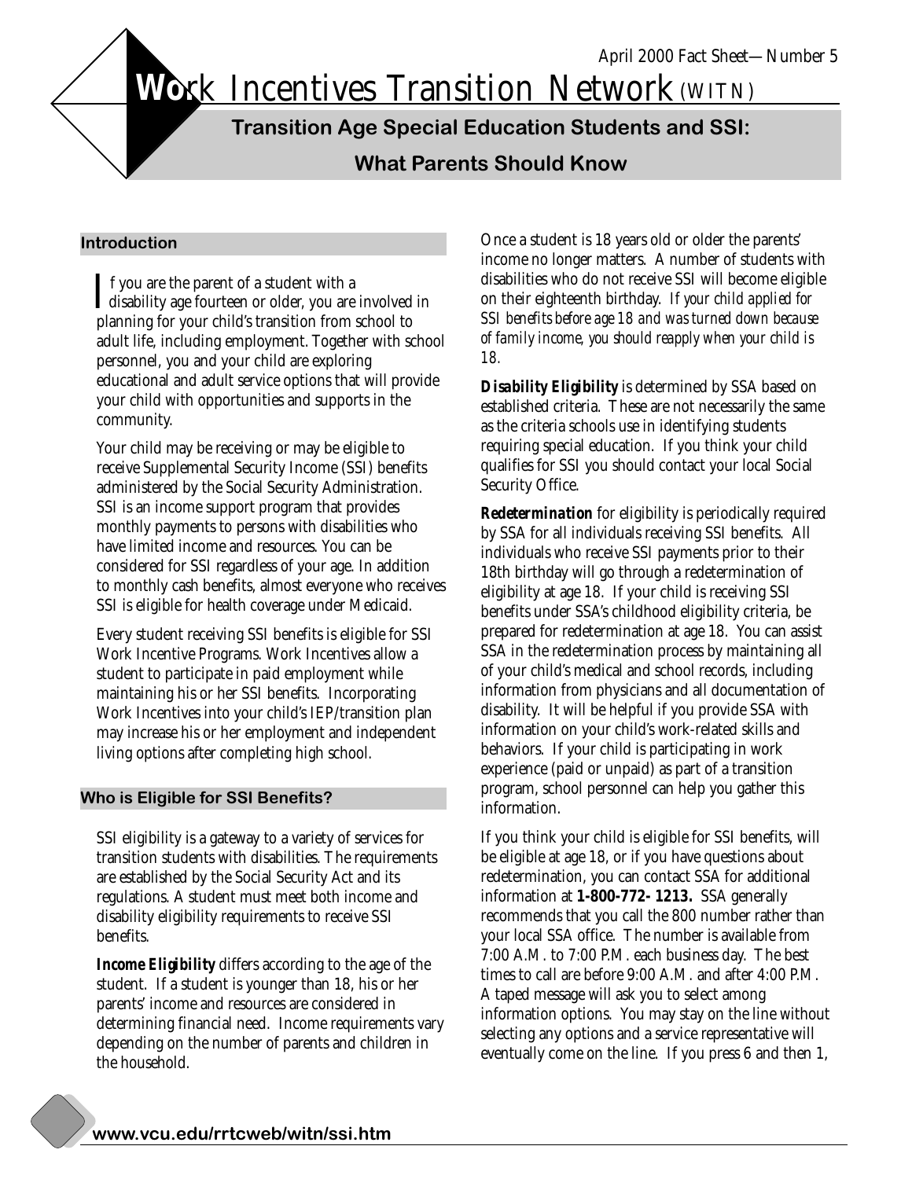April 2000 Fact Sheet—Number 5

# Work Incentives Transition Network (WITN)

## Transition Age Special Education Students and SSI: What Parents Should Know

### Introduction

If you are the parent of a student with a disability age fourteen or older, you are involved in planning for your child's transition from school to adult life, including employment. Together with school personnel, you and your child are exploring educational and adult service options that will provide your child with opportunities and supports in the community.

Your child may be receiving or may be eligible to receive Supplemental Security Income (SSI) benefits administered by the Social Security Administration. SSI is an income support program that provides monthly payments to persons with disabilities who have limited income and resources. You can be considered for SSI regardless of your age. In addition to monthly cash benefits, almost everyone who receives SSI is eligible for health coverage under Medicaid.

Every student receiving SSI benefits is eligible for SSI Work Incentive Programs. Work Incentives allow a student to participate in paid employment while maintaining his or her SSI benefits. Incorporating Work Incentives into your child's IEP/transition plan may increase his or her employment and independent living options after completing high school.

### Who is Eligible for SSI Benefits?

SSI eligibility is a gateway to a variety of services for transition students with disabilities. The requirements are established by the Social Security Act and its regulations. A student must meet both income and disability eligibility requirements to receive SSI benefits.

***Income Eligibility*** differs according to the age of the student. If a student is younger than 18, his or her parents' income and resources are considered in determining financial need. Income requirements vary depending on the number of parents and children in the household.

Once a student is 18 years old or older the parents' income no longer matters. A number of students with disabilities who do not receive SSI will become eligible on their eighteenth birthday. *If your child applied for SSI benefits before age 18 and was turned down because of family income, you should reapply when your child is 18.*

***Disability Eligibility*** is determined by SSA based on established criteria. These are not necessarily the same as the criteria schools use in identifying students requiring special education. If you think your child qualifies for SSI you should contact your local Social Security Office.

***Redetermination*** for eligibility is periodically required by SSA for all individuals receiving SSI benefits. All individuals who receive SSI payments prior to their 18th birthday will go through a redetermination of eligibility at age 18. If your child is receiving SSI benefits under SSA's childhood eligibility criteria, be prepared for redetermination at age 18. You can assist SSA in the redetermination process by maintaining all of your child's medical and school records, including information from physicians and all documentation of disability. It will be helpful if you provide SSA with information on your child's work-related skills and behaviors. If your child is participating in work experience (paid or unpaid) as part of a transition program, school personnel can help you gather this information.

If you think your child is eligible for SSI benefits, will be eligible at age 18, or if you have questions about redetermination, you can contact SSA for additional information at **1-800-772- 1213.** SSA generally recommends that you call the 800 number rather than your local SSA office. The number is available from 7:00 A.M. to 7:00 P.M. each business day. The best times to call are before 9:00 A.M. and after 4:00 P.M. A taped message will ask you to select among information options. You may stay on the line without selecting any options and a service representative will eventually come on the line. If you press 6 and then 1,

www.vcu.edu/rrtcweb/witn/ssi.htm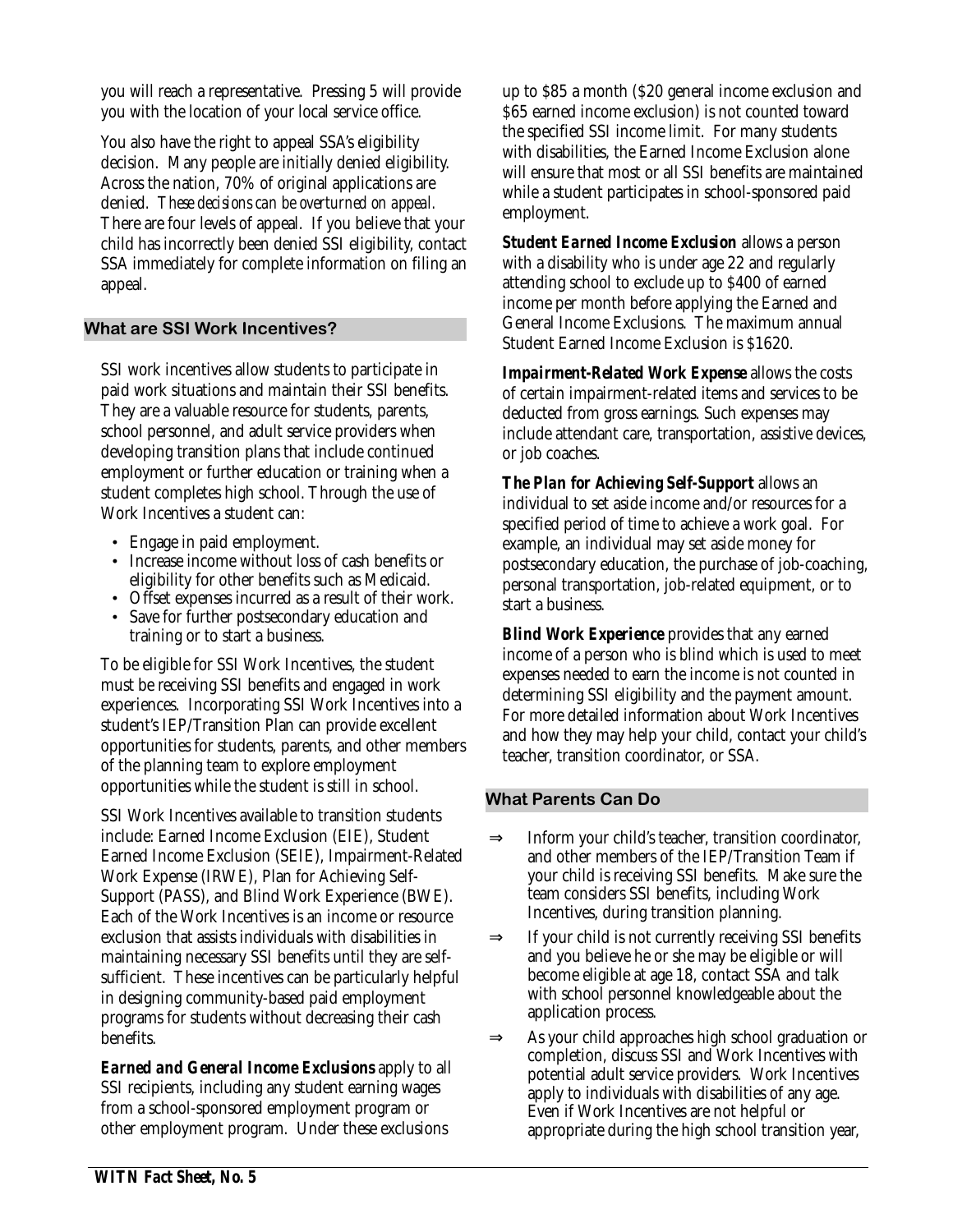you will reach a representative. Pressing 5 will provide you with the location of your local service office.

You also have the right to appeal SSA's eligibility decision. Many people are initially denied eligibility. Across the nation, 70% of original applications are denied. *These decisions can be overturned on appeal.* There are four levels of appeal. If you believe that your child has incorrectly been denied SSI eligibility, contact SSA immediately for complete information on filing an appeal.

## What are SSI Work Incentives?

SSI work incentives allow students to participate in paid work situations and maintain their SSI benefits. They are a valuable resource for students, parents, school personnel, and adult service providers when developing transition plans that include continued employment or further education or training when a student completes high school. Through the use of Work Incentives a student can:

- Engage in paid employment.
- Increase income without loss of cash benefits or eligibility for other benefits such as Medicaid.
- Offset expenses incurred as a result of their work.
- Save for further postsecondary education and training or to start a business.

To be eligible for SSI Work Incentives, the student must be receiving SSI benefits and engaged in work experiences. Incorporating SSI Work Incentives into a student's IEP/Transition Plan can provide excellent opportunities for students, parents, and other members of the planning team to explore employment opportunities while the student is still in school.

SSI Work Incentives available to transition students include: Earned Income Exclusion (EIE), Student Earned Income Exclusion (SEIE), Impairment-Related Work Expense (IRWE), Plan for Achieving Self-Support (PASS), and Blind Work Experience (BWE). Each of the Work Incentives is an income or resource exclusion that assists individuals with disabilities in maintaining necessary SSI benefits until they are self-sufficient. These incentives can be particularly helpful in designing community-based paid employment programs for students without decreasing their cash benefits.

***Earned and General Income Exclusions*** apply to all SSI recipients, including any student earning wages from a school-sponsored employment program or other employment program. Under these exclusions up to $85 a month ($20 general income exclusion and $65 earned income exclusion) is not counted toward the specified SSI income limit. For many students with disabilities, the Earned Income Exclusion alone will ensure that most or all SSI benefits are maintained while a student participates in school-sponsored paid employment.

***Student Earned Income Exclusion*** allows a person with a disability who is under age 22 and regularly attending school to exclude up to $400 of earned income per month before applying the Earned and General Income Exclusions. The maximum annual Student Earned Income Exclusion is $1620.

***Impairment-Related Work Expense*** allows the costs of certain impairment-related items and services to be deducted from gross earnings. Such expenses may include attendant care, transportation, assistive devices, or job coaches.

***The Plan for Achieving Self-Support*** allows an individual to set aside income and/or resources for a specified period of time to achieve a work goal. For example, an individual may set aside money for postsecondary education, the purchase of job-coaching, personal transportation, job-related equipment, or to start a business.

***Blind Work Experience*** provides that any earned income of a person who is blind which is used to meet expenses needed to earn the income is not counted in determining SSI eligibility and the payment amount. For more detailed information about Work Incentives and how they may help your child, contact your child's teacher, transition coordinator, or SSA.

## What Parents Can Do

⇒ Inform your child's teacher, transition coordinator, and other members of the IEP/Transition Team if your child is receiving SSI benefits. Make sure the team considers SSI benefits, including Work Incentives, during transition planning.

⇒ If your child is not currently receiving SSI benefits and you believe he or she may be eligible or will become eligible at age 18, contact SSA and talk with school personnel knowledgeable about the application process.

⇒ As your child approaches high school graduation or completion, discuss SSI and Work Incentives with potential adult service providers. Work Incentives apply to individuals with disabilities of any age. Even if Work Incentives are not helpful or appropriate during the high school transition year,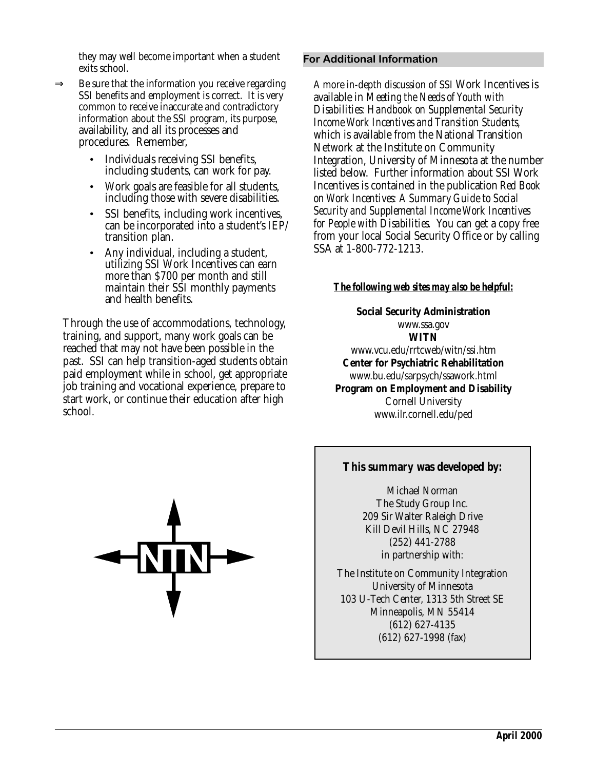they may well become important when a student exits school.

⇒ Be sure that the information you receive regarding SSI benefits and employment is correct. It is very common to receive inaccurate and contradictory information about the SSI program, its purpose, availability, and all its processes and procedures. Remember,

- Individuals receiving SSI benefits, including students, can work for pay.
- Work goals are feasible for all students, including those with severe disabilities.
- SSI benefits, including work incentives, can be incorporated into a student's IEP/ transition plan.
- Any individual, including a student, utilizing SSI Work Incentives can earn more than $700 per month and still maintain their SSI monthly payments and health benefits.

Through the use of accommodations, technology, training, and support, many work goals can be reached that may not have been possible in the past. SSI can help transition-aged students obtain paid employment while in school, get appropriate job training and vocational experience, prepare to start work, or continue their education after high school.

## For Additional Information

A more in-depth discussion of SSI Work Incentives is available in *Meeting the Needs of Youth with Disabilities: Handbook on Supplemental Security Income Work Incentives and Transition Students*, which is available from the National Transition Network at the Institute on Community Integration, University of Minnesota at the number listed below. Further information about SSI Work Incentives is contained in the publication *Red Book on Work Incentives: A Summary Guide to Social Security and Supplemental Income Work Incentives for People with Disabilities*. You can get a copy free from your local Social Security Office or by calling SSA at 1-800-772-1213.

***The following web sites may also be helpful:***

**Social Security Administration**
www.ssa.gov

**WITN**
www.vcu.edu/rrtcweb/witn/ssi.htm

**Center for Psychiatric Rehabilitation**
www.bu.edu/sarpsych/ssawork.html

**Program on Employment and Disability**
Cornell University
www.ilr.cornell.edu/ped

**This summary was developed by:**

Michael Norman
The Study Group Inc.
209 Sir Walter Raleigh Drive
Kill Devil Hills, NC 27948
(252) 441-2788
in partnership with:

The Institute on Community Integration
University of Minnesota
103 U-Tech Center, 1313 5th Street SE
Minneapolis, MN 55414
(612) 627-4135
(612) 627-1998 (fax)

NTN

**April 2000**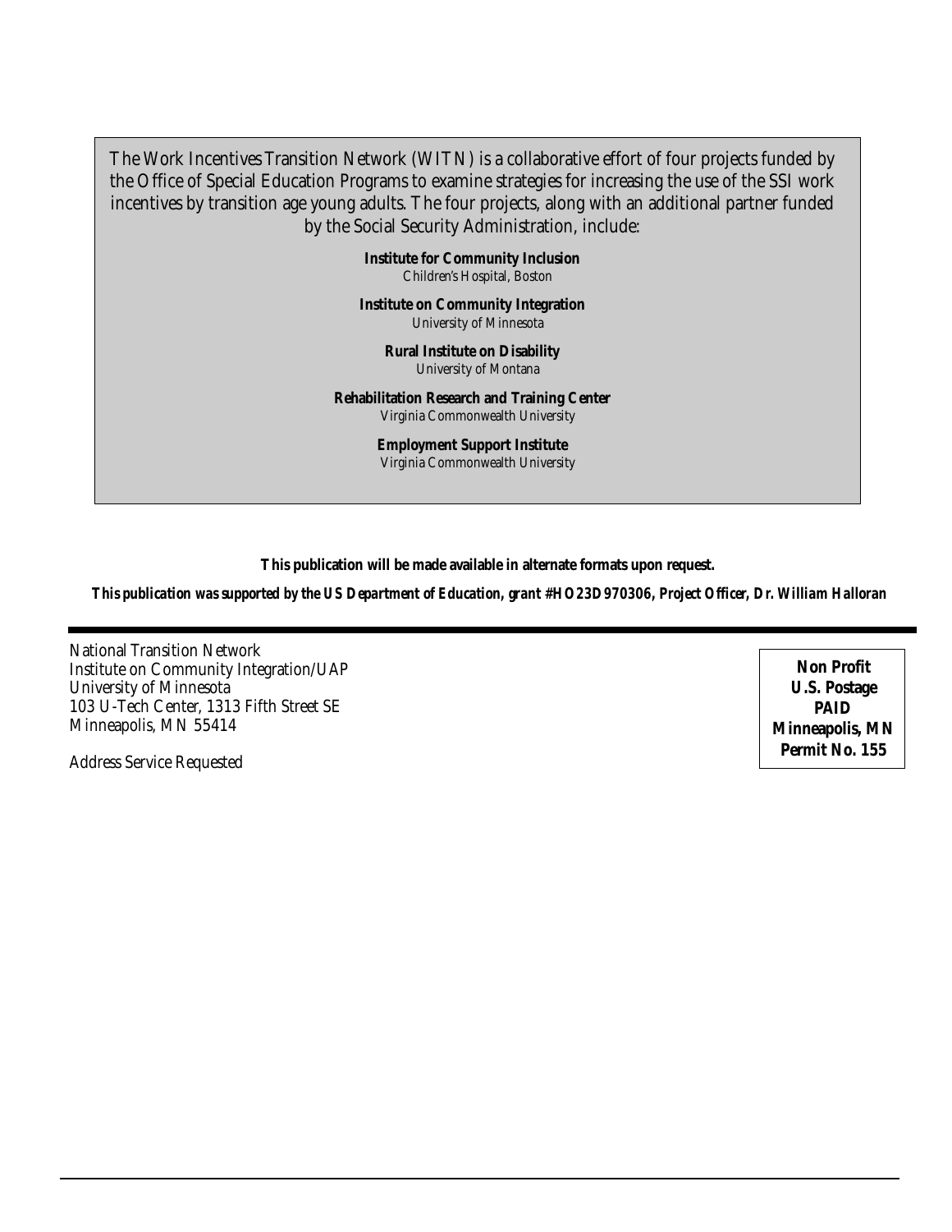The Work Incentives Transition Network (WITN) is a collaborative effort of four projects funded by the Office of Special Education Programs to examine strategies for increasing the use of the SSI work incentives by transition age young adults. The four projects, along with an additional partner funded by the Social Security Administration, include:

**Institute for Community Inclusion**
Children's Hospital, Boston

**Institute on Community Integration**
University of Minnesota

**Rural Institute on Disability**
University of Montana

**Rehabilitation Research and Training Center**
Virginia Commonwealth University

**Employment Support Institute**
Virginia Commonwealth University

**This publication will be made available in alternate formats upon request.**

***This publication was supported by the US Department of Education, grant #HO23D970306, Project Officer, Dr. William Halloran***

National Transition Network
Institute on Community Integration/UAP
University of Minnesota
103 U-Tech Center, 1313 Fifth Street SE
Minneapolis, MN 55414

Address Service Requested

**Non Profit**
**U.S. Postage**
**PAID**
**Minneapolis, MN**
**Permit No. 155**